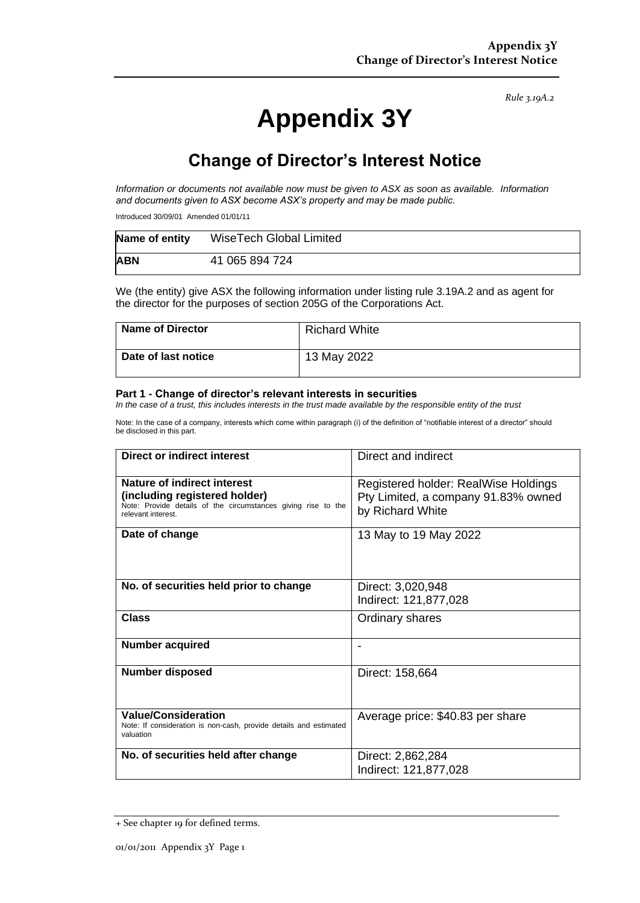*Rule 3.19A.2*

# Appendix 3Y

## Change of Director's Interest Notice

*Information or documents not available now must be given to ASX as soon as available. Information and documents given to ASX become ASX's property and may be made public.*

Introduced 30/09/01 Amended 01/01/11

| **Name of entity** | WiseTech Global Limited |
|---|---|
| **ABN** | 41 065 894 724 |

We (the entity) give ASX the following information under listing rule 3.19A.2 and as agent for the director for the purposes of section 205G of the Corporations Act.

| **Name of Director** | Richard White |
|---|---|
| **Date of last notice** | 13 May 2022 |

**Part 1 - Change of director's relevant interests in securities**
*In the case of a trust, this includes interests in the trust made available by the responsible entity of the trust*

Note: In the case of a company, interests which come within paragraph (i) of the definition of "notifiable interest of a director" should be disclosed in this part.

| **Direct or indirect interest** | Direct and indirect |
|---|---|
| **Nature of indirect interest (including registered holder)** Note: Provide details of the circumstances giving rise to the relevant interest. | Registered holder: RealWise Holdings Pty Limited, a company 91.83% owned by Richard White |
| **Date of change** | 13 May to 19 May 2022 |
| **No. of securities held prior to change** | Direct: 3,020,948<br>Indirect: 121,877,028 |
| **Class** | Ordinary shares |
| **Number acquired** | - |
| **Number disposed** | Direct: 158,664 |
| **Value/Consideration** Note: If consideration is non-cash, provide details and estimated valuation | Average price: $40.83 per share |
| **No. of securities held after change** | Direct: 2,862,284<br>Indirect: 121,877,028 |

+ See chapter 19 for defined terms.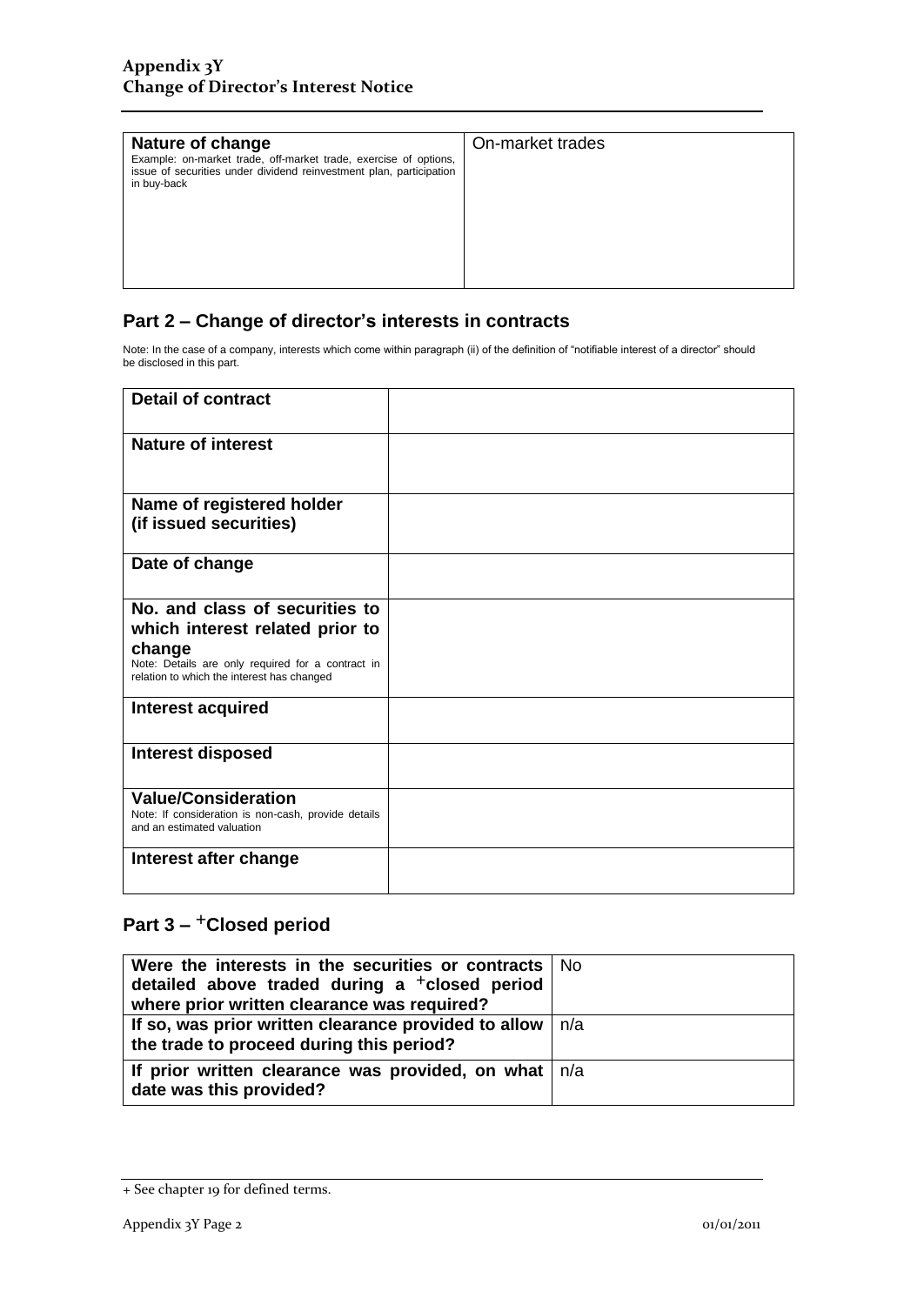| | |
|---|---|
| **Nature of change**<br>Example: on-market trade, off-market trade, exercise of options, issue of securities under dividend reinvestment plan, participation in buy-back | On-market trades |

## Part 2 – Change of director's interests in contracts

Note: In the case of a company, interests which come within paragraph (ii) of the definition of "notifiable interest of a director" should be disclosed in this part.

| | |
|---|---|
| **Detail of contract** | |
| **Nature of interest** | |
| **Name of registered holder (if issued securities)** | |
| **Date of change** | |
| **No. and class of securities to which interest related prior to change**<br>Note: Details are only required for a contract in relation to which the interest has changed | |
| **Interest acquired** | |
| **Interest disposed** | |
| **Value/Consideration**<br>Note: If consideration is non-cash, provide details and an estimated valuation | |
| **Interest after change** | |

## Part 3 – +Closed period

| | |
|---|---|
| **Were the interests in the securities or contracts detailed above traded during a +closed period where prior written clearance was required?** | No |
| **If so, was prior written clearance provided to allow the trade to proceed during this period?** | n/a |
| **If prior written clearance was provided, on what date was this provided?** | n/a |

+ See chapter 19 for defined terms.